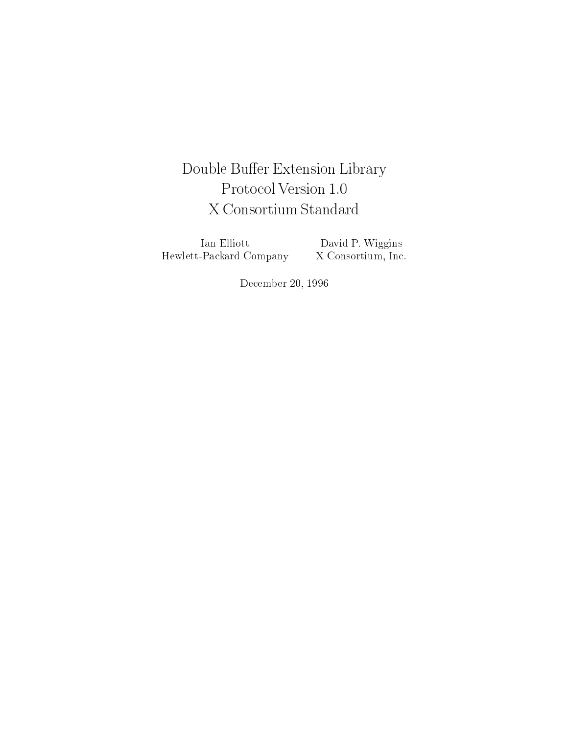# Double Buffer Extension Library
# Protocol Version 1.0
# X Consortium Standard

Ian Elliott
Hewlett-Packard Company

David P. Wiggins
X Consortium, Inc.

December 20, 1996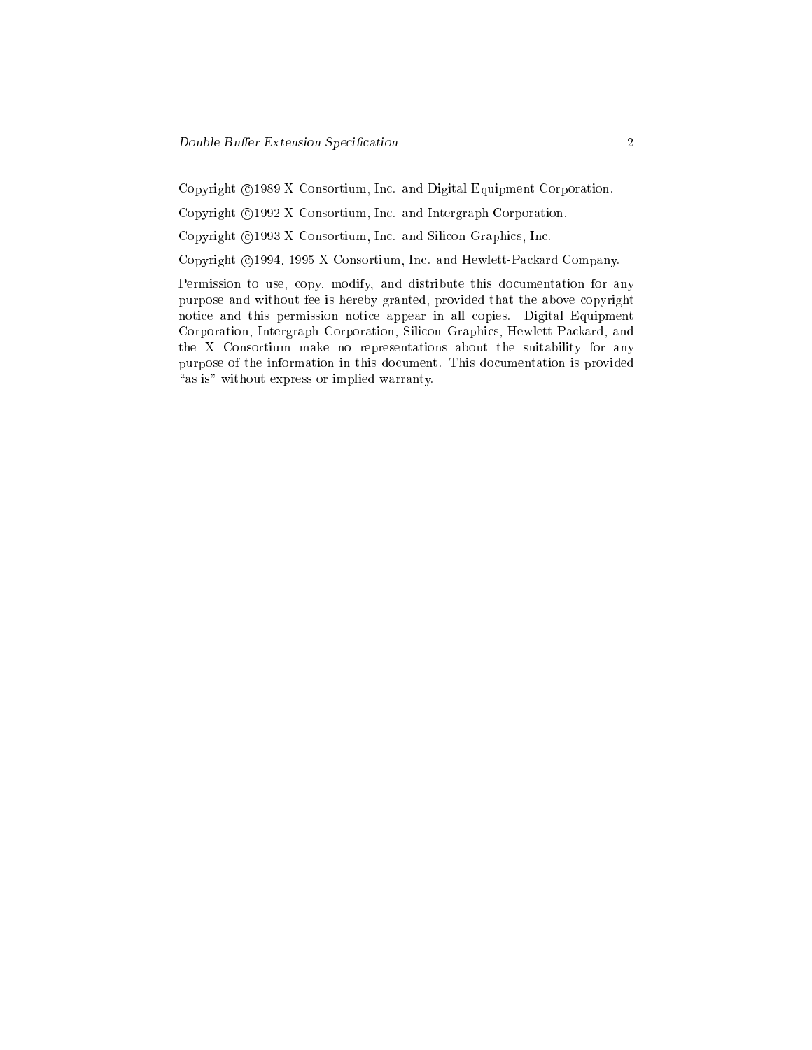Copyright ©1989 X Consortium, Inc. and Digital Equipment Corporation.

Copyright ©1992 X Consortium, Inc. and Intergraph Corporation.

Copyright ©1993 X Consortium, Inc. and Silicon Graphics, Inc.

Copyright ©1994, 1995 X Consortium, Inc. and Hewlett-Packard Company.

Permission to use, copy, modify, and distribute this documentation for any purpose and without fee is hereby granted, provided that the above copyright notice and this permission notice appear in all copies. Digital Equipment Corporation, Intergraph Corporation, Silicon Graphics, Hewlett-Packard, and the X Consortium make no representations about the suitability for any purpose of the information in this document. This documentation is provided "as is" without express or implied warranty.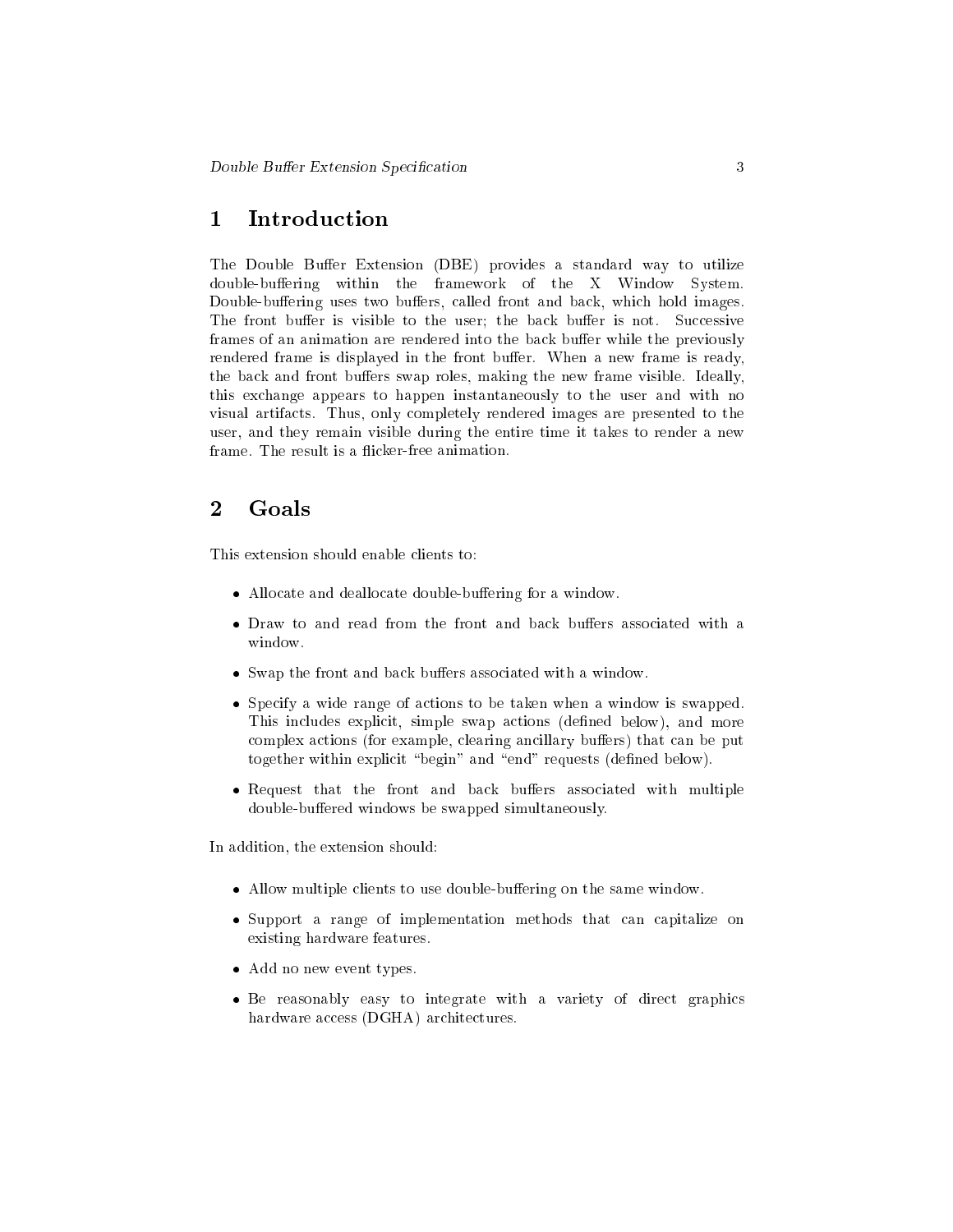## 1 Introduction

The Double Buffer Extension (DBE) provides a standard way to utilize double-buffering within the framework of the X Window System. Double-buffering uses two buffers, called front and back, which hold images. The front buffer is visible to the user; the back buffer is not. Successive frames of an animation are rendered into the back buffer while the previously rendered frame is displayed in the front buffer. When a new frame is ready, the back and front buffers swap roles, making the new frame visible. Ideally, this exchange appears to happen instantaneously to the user and with no visual artifacts. Thus, only completely rendered images are presented to the user, and they remain visible during the entire time it takes to render a new frame. The result is a flicker-free animation.

## 2 Goals

This extension should enable clients to:

- Allocate and deallocate double-buffering for a window.
- Draw to and read from the front and back buffers associated with a window.
- Swap the front and back buffers associated with a window.
- Specify a wide range of actions to be taken when a window is swapped. This includes explicit, simple swap actions (defined below), and more complex actions (for example, clearing ancillary buffers) that can be put together within explicit "begin" and "end" requests (defined below).
- Request that the front and back buffers associated with multiple double-buffered windows be swapped simultaneously.

In addition, the extension should:

- Allow multiple clients to use double-buffering on the same window.
- Support a range of implementation methods that can capitalize on existing hardware features.
- Add no new event types.
- Be reasonably easy to integrate with a variety of direct graphics hardware access (DGHA) architectures.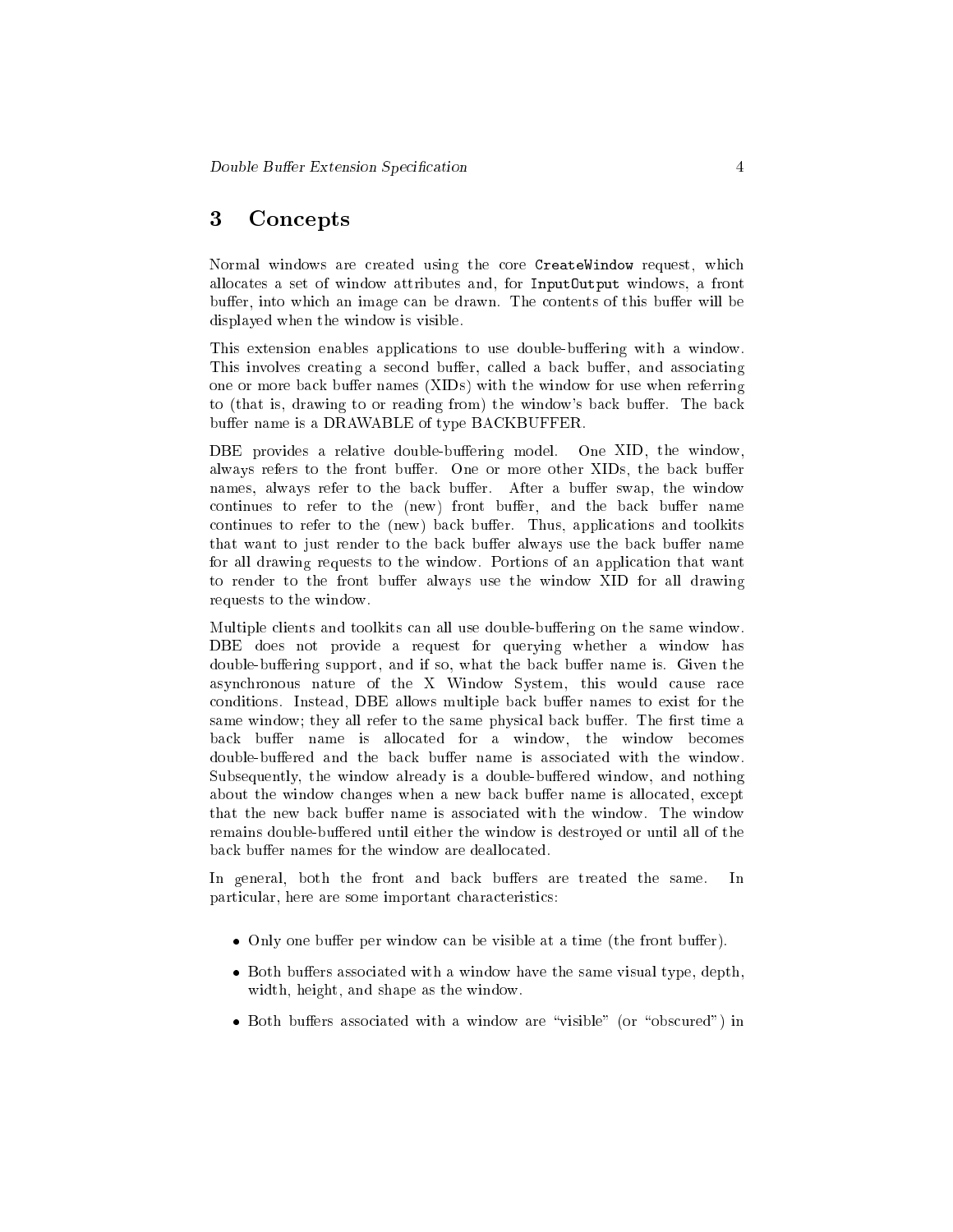# 3 Concepts

Normal windows are created using the core `CreateWindow` request, which allocates a set of window attributes and, for `InputOutput` windows, a front buffer, into which an image can be drawn. The contents of this buffer will be displayed when the window is visible.

This extension enables applications to use double-buffering with a window. This involves creating a second buffer, called a back buffer, and associating one or more back buffer names (XIDs) with the window for use when referring to (that is, drawing to or reading from) the window's back buffer. The back buffer name is a DRAWABLE of type BACKBUFFER.

DBE provides a relative double-buffering model. One XID, the window, always refers to the front buffer. One or more other XIDs, the back buffer names, always refer to the back buffer. After a buffer swap, the window continues to refer to the (new) front buffer, and the back buffer name continues to refer to the (new) back buffer. Thus, applications and toolkits that want to just render to the back buffer always use the back buffer name for all drawing requests to the window. Portions of an application that want to render to the front buffer always use the window XID for all drawing requests to the window.

Multiple clients and toolkits can all use double-buffering on the same window. DBE does not provide a request for querying whether a window has double-buffering support, and if so, what the back buffer name is. Given the asynchronous nature of the X Window System, this would cause race conditions. Instead, DBE allows multiple back buffer names to exist for the same window; they all refer to the same physical back buffer. The first time a back buffer name is allocated for a window, the window becomes double-buffered and the back buffer name is associated with the window. Subsequently, the window already is a double-buffered window, and nothing about the window changes when a new back buffer name is allocated, except that the new back buffer name is associated with the window. The window remains double-buffered until either the window is destroyed or until all of the back buffer names for the window are deallocated.

In general, both the front and back buffers are treated the same. In particular, here are some important characteristics:

- Only one buffer per window can be visible at a time (the front buffer).
- Both buffers associated with a window have the same visual type, depth, width, height, and shape as the window.
- Both buffers associated with a window are "visible" (or "obscured") in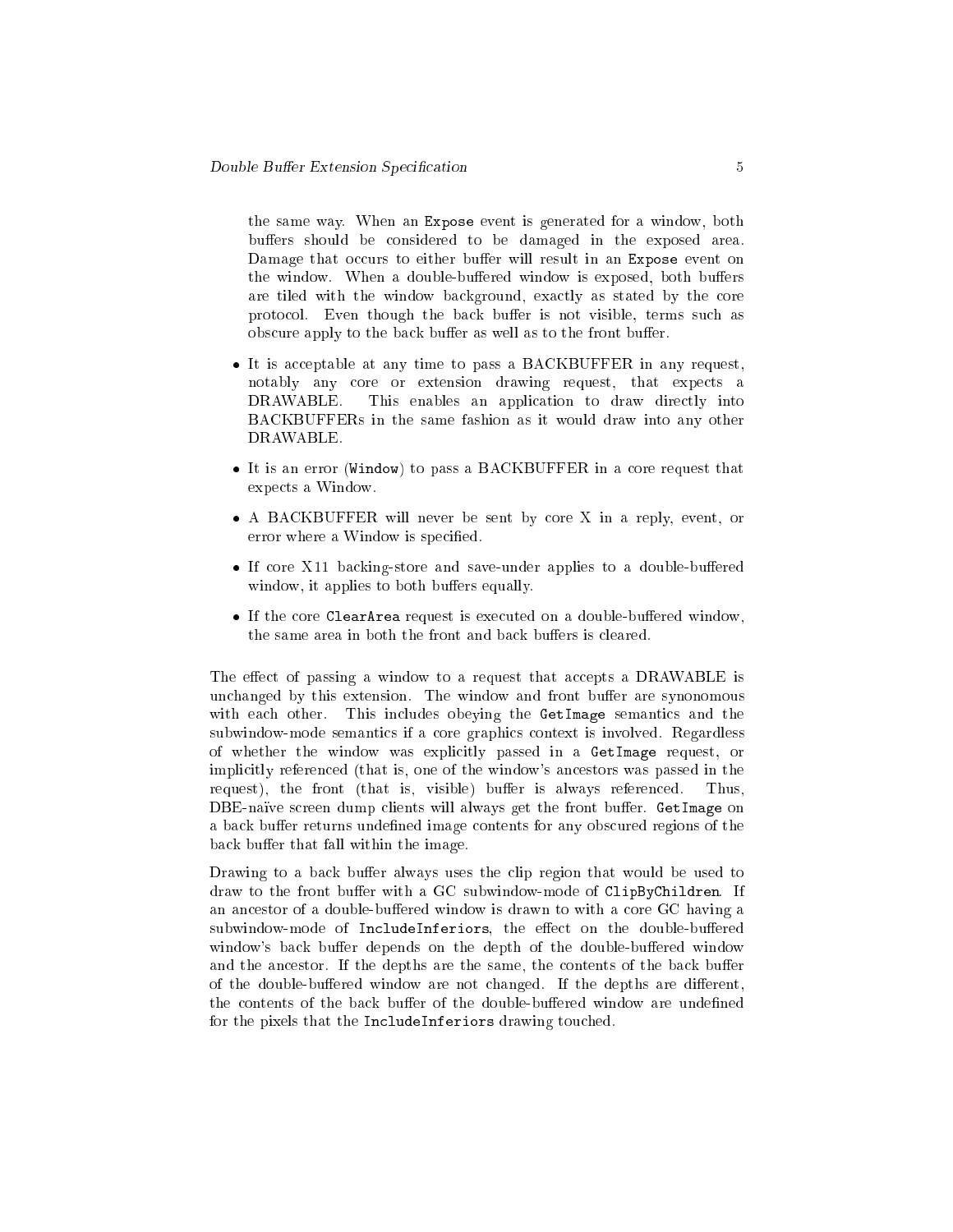the same way. When an `Expose` event is generated for a window, both buffers should be considered to be damaged in the exposed area. Damage that occurs to either buffer will result in an `Expose` event on the window. When a double-buffered window is exposed, both buffers are tiled with the window background, exactly as stated by the core protocol. Even though the back buffer is not visible, terms such as obscure apply to the back buffer as well as to the front buffer.

- It is acceptable at any time to pass a BACKBUFFER in any request, notably any core or extension drawing request, that expects a DRAWABLE. This enables an application to draw directly into BACKBUFFERs in the same fashion as it would draw into any other DRAWABLE.
- It is an error (`Window`) to pass a BACKBUFFER in a core request that expects a Window.
- A BACKBUFFER will never be sent by core X in a reply, event, or error where a Window is specified.
- If core X11 backing-store and save-under applies to a double-buffered window, it applies to both buffers equally.
- If the core `ClearArea` request is executed on a double-buffered window, the same area in both the front and back buffers is cleared.

The effect of passing a window to a request that accepts a DRAWABLE is unchanged by this extension. The window and front buffer are synonomous with each other. This includes obeying the `GetImage` semantics and the subwindow-mode semantics if a core graphics context is involved. Regardless of whether the window was explicitly passed in a `GetImage` request, or implicitly referenced (that is, one of the window's ancestors was passed in the request), the front (that is, visible) buffer is always referenced. Thus, DBE-naïve screen dump clients will always get the front buffer. `GetImage` on a back buffer returns undefined image contents for any obscured regions of the back buffer that fall within the image.

Drawing to a back buffer always uses the clip region that would be used to draw to the front buffer with a GC subwindow-mode of `ClipByChildren`. If an ancestor of a double-buffered window is drawn to with a core GC having a subwindow-mode of `IncludeInferiors`, the effect on the double-buffered window's back buffer depends on the depth of the double-buffered window and the ancestor. If the depths are the same, the contents of the back buffer of the double-buffered window are not changed. If the depths are different, the contents of the back buffer of the double-buffered window are undefined for the pixels that the `IncludeInferiors` drawing touched.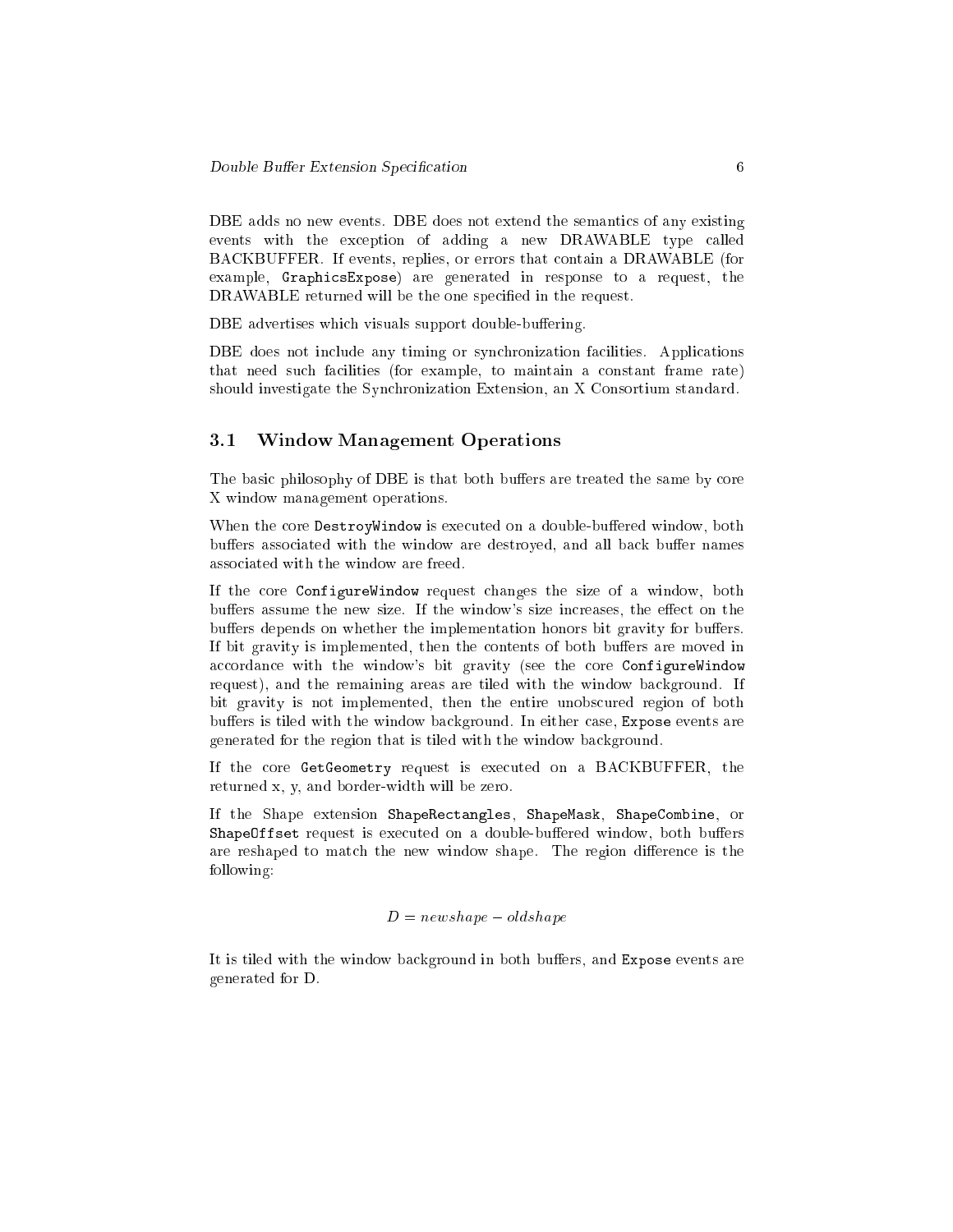DBE adds no new events. DBE does not extend the semantics of any existing events with the exception of adding a new DRAWABLE type called BACKBUFFER. If events, replies, or errors that contain a DRAWABLE (for example, `GraphicsExpose`) are generated in response to a request, the DRAWABLE returned will be the one specified in the request.

DBE advertises which visuals support double-buffering.

DBE does not include any timing or synchronization facilities. Applications that need such facilities (for example, to maintain a constant frame rate) should investigate the Synchronization Extension, an X Consortium standard.

## 3.1 Window Management Operations

The basic philosophy of DBE is that both buffers are treated the same by core X window management operations.

When the core `DestroyWindow` is executed on a double-buffered window, both buffers associated with the window are destroyed, and all back buffer names associated with the window are freed.

If the core `ConfigureWindow` request changes the size of a window, both buffers assume the new size. If the window's size increases, the effect on the buffers depends on whether the implementation honors bit gravity for buffers. If bit gravity is implemented, then the contents of both buffers are moved in accordance with the window's bit gravity (see the core `ConfigureWindow` request), and the remaining areas are tiled with the window background. If bit gravity is not implemented, then the entire unobscured region of both buffers is tiled with the window background. In either case, `Expose` events are generated for the region that is tiled with the window background.

If the core `GetGeometry` request is executed on a BACKBUFFER, the returned x, y, and border-width will be zero.

If the Shape extension `ShapeRectangles`, `ShapeMask`, `ShapeCombine`, or `ShapeOffset` request is executed on a double-buffered window, both buffers are reshaped to match the new window shape. The region difference is the following:

$$D = newshape - oldshape$$

It is tiled with the window background in both buffers, and `Expose` events are generated for D.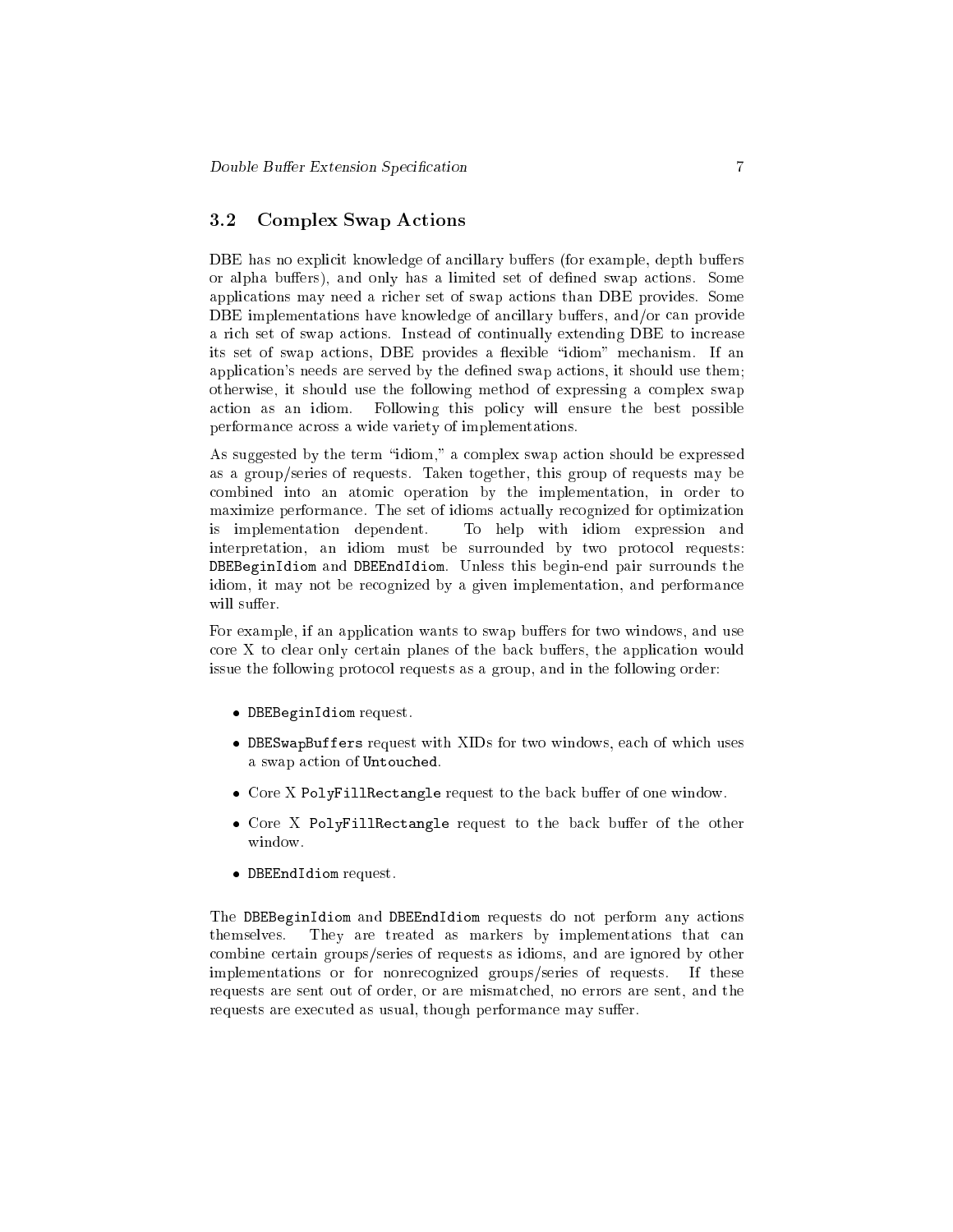### 3.2 Complex Swap Actions

DBE has no explicit knowledge of ancillary buffers (for example, depth buffers or alpha buffers), and only has a limited set of defined swap actions. Some applications may need a richer set of swap actions than DBE provides. Some DBE implementations have knowledge of ancillary buffers, and/or can provide a rich set of swap actions. Instead of continually extending DBE to increase its set of swap actions, DBE provides a flexible "idiom" mechanism. If an application's needs are served by the defined swap actions, it should use them; otherwise, it should use the following method of expressing a complex swap action as an idiom. Following this policy will ensure the best possible performance across a wide variety of implementations.

As suggested by the term "idiom," a complex swap action should be expressed as a group/series of requests. Taken together, this group of requests may be combined into an atomic operation by the implementation, in order to maximize performance. The set of idioms actually recognized for optimization is implementation dependent. To help with idiom expression and interpretation, an idiom must be surrounded by two protocol requests: `DBEBeginIdiom` and `DBEEndIdiom`. Unless this begin-end pair surrounds the idiom, it may not be recognized by a given implementation, and performance will suffer.

For example, if an application wants to swap buffers for two windows, and use core X to clear only certain planes of the back buffers, the application would issue the following protocol requests as a group, and in the following order:

- `DBEBeginIdiom` request.
- `DBESwapBuffers` request with XIDs for two windows, each of which uses a swap action of `Untouched`.
- Core X `PolyFillRectangle` request to the back buffer of one window.
- Core X `PolyFillRectangle` request to the back buffer of the other window.
- `DBEEndIdiom` request.

The `DBEBeginIdiom` and `DBEEndIdiom` requests do not perform any actions themselves. They are treated as markers by implementations that can combine certain groups/series of requests as idioms, and are ignored by other implementations or for nonrecognized groups/series of requests. If these requests are sent out of order, or are mismatched, no errors are sent, and the requests are executed as usual, though performance may suffer.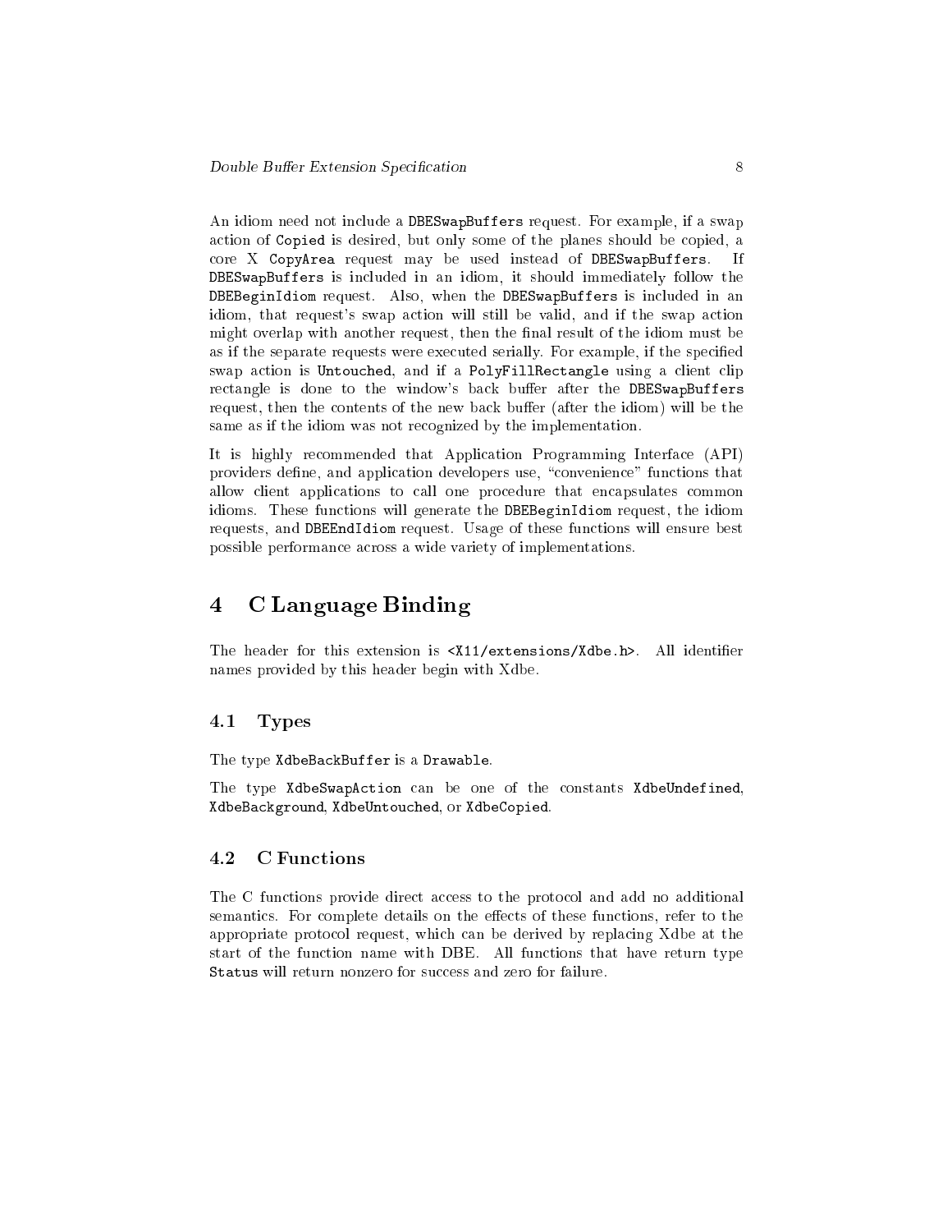An idiom need not include a DBESwapBuffers request. For example, if a swap action of Copied is desired, but only some of the planes should be copied, a core X CopyArea request may be used instead of DBESwapBuffers. If DBESwapBuffers is included in an idiom, it should immediately follow the DBEBeginIdiom request. Also, when the DBESwapBuffers is included in an idiom, that request's swap action will still be valid, and if the swap action might overlap with another request, then the final result of the idiom must be as if the separate requests were executed serially. For example, if the specified swap action is Untouched, and if a PolyFillRectangle using a client clip rectangle is done to the window's back buffer after the DBESwapBuffers request, then the contents of the new back buffer (after the idiom) will be the same as if the idiom was not recognized by the implementation.

It is highly recommended that Application Programming Interface (API) providers define, and application developers use, "convenience" functions that allow client applications to call one procedure that encapsulates common idioms. These functions will generate the DBEBeginIdiom request, the idiom requests, and DBEEndIdiom request. Usage of these functions will ensure best possible performance across a wide variety of implementations.

# 4 C Language Binding

The header for this extension is <X11/extensions/Xdbe.h>. All identifier names provided by this header begin with Xdbe.

## 4.1 Types

The type XdbeBackBuffer is a Drawable.

The type XdbeSwapAction can be one of the constants XdbeUndefined, XdbeBackground, XdbeUntouched, or XdbeCopied.

## 4.2 C Functions

The C functions provide direct access to the protocol and add no additional semantics. For complete details on the effects of these functions, refer to the appropriate protocol request, which can be derived by replacing Xdbe at the start of the function name with DBE. All functions that have return type Status will return nonzero for success and zero for failure.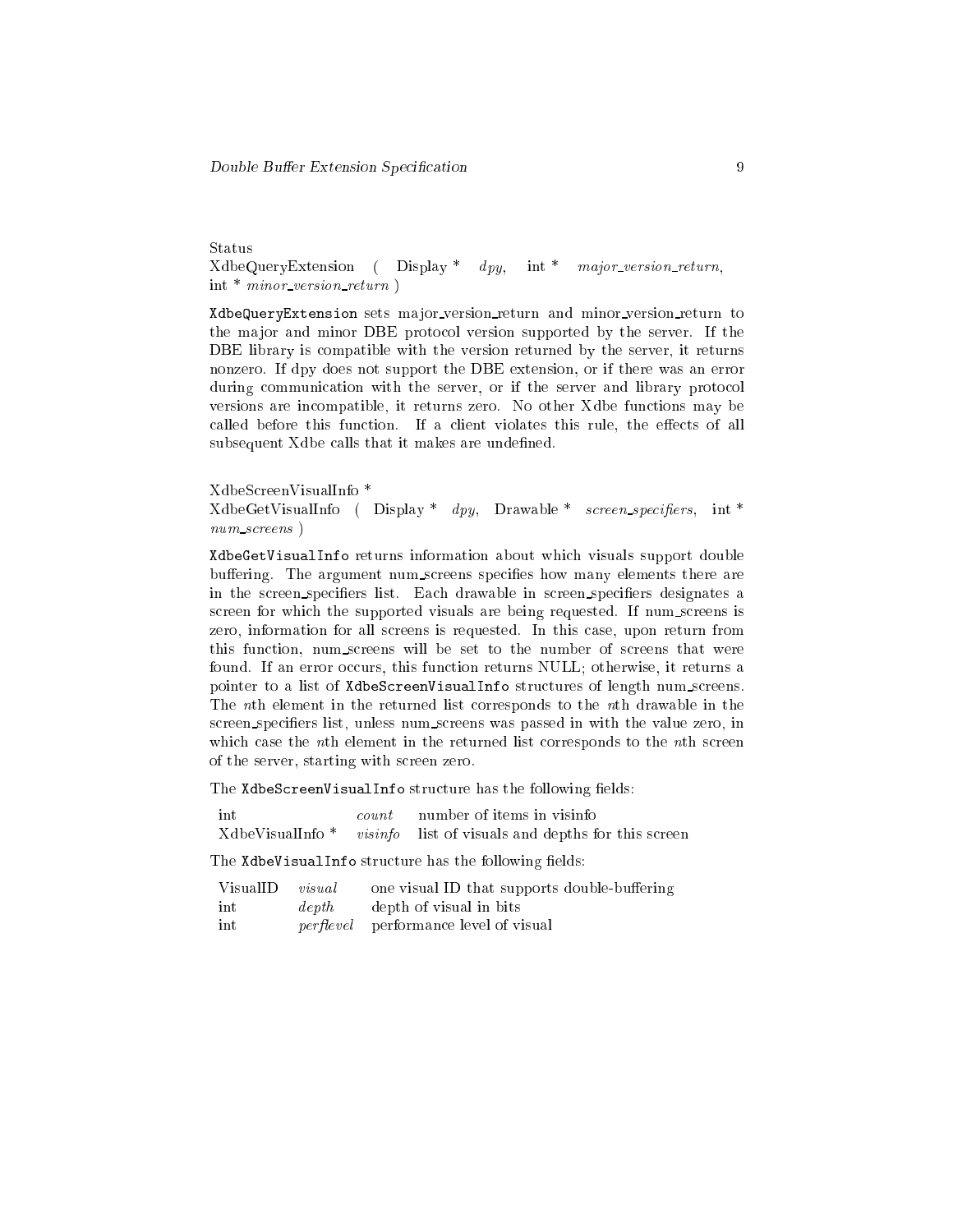Status
XdbeQueryExtension ( Display * *dpy*, int * *major_version_return*, int * *minor_version_return* )

`XdbeQueryExtension` sets major_version_return and minor_version_return to the major and minor DBE protocol version supported by the server. If the DBE library is compatible with the version returned by the server, it returns nonzero. If dpy does not support the DBE extension, or if there was an error during communication with the server, or if the server and library protocol versions are incompatible, it returns zero. No other Xdbe functions may be called before this function. If a client violates this rule, the effects of all subsequent Xdbe calls that it makes are undefined.

XdbeScreenVisualInfo *
XdbeGetVisualInfo ( Display * *dpy*, Drawable * *screen_specifiers*, int * *num_screens* )

`XdbeGetVisualInfo` returns information about which visuals support double buffering. The argument num_screens specifies how many elements there are in the screen_specifiers list. Each drawable in screen_specifiers designates a screen for which the supported visuals are being requested. If num_screens is zero, information for all screens is requested. In this case, upon return from this function, num_screens will be set to the number of screens that were found. If an error occurs, this function returns NULL; otherwise, it returns a pointer to a list of `XdbeScreenVisualInfo` structures of length num_screens. The *n*th element in the returned list corresponds to the *n*th drawable in the screen_specifiers list, unless num_screens was passed in with the value zero, in which case the *n*th element in the returned list corresponds to the *n*th screen of the server, starting with screen zero.

The `XdbeScreenVisualInfo` structure has the following fields:

| | | |
|---|---|---|
| int | *count* | number of items in visinfo |
| XdbeVisualInfo * | *visinfo* | list of visuals and depths for this screen |

The `XdbeVisualInfo` structure has the following fields:

| | | |
|---|---|---|
| VisualID | *visual* | one visual ID that supports double-buffering |
| int | *depth* | depth of visual in bits |
| int | *perflevel* | performance level of visual |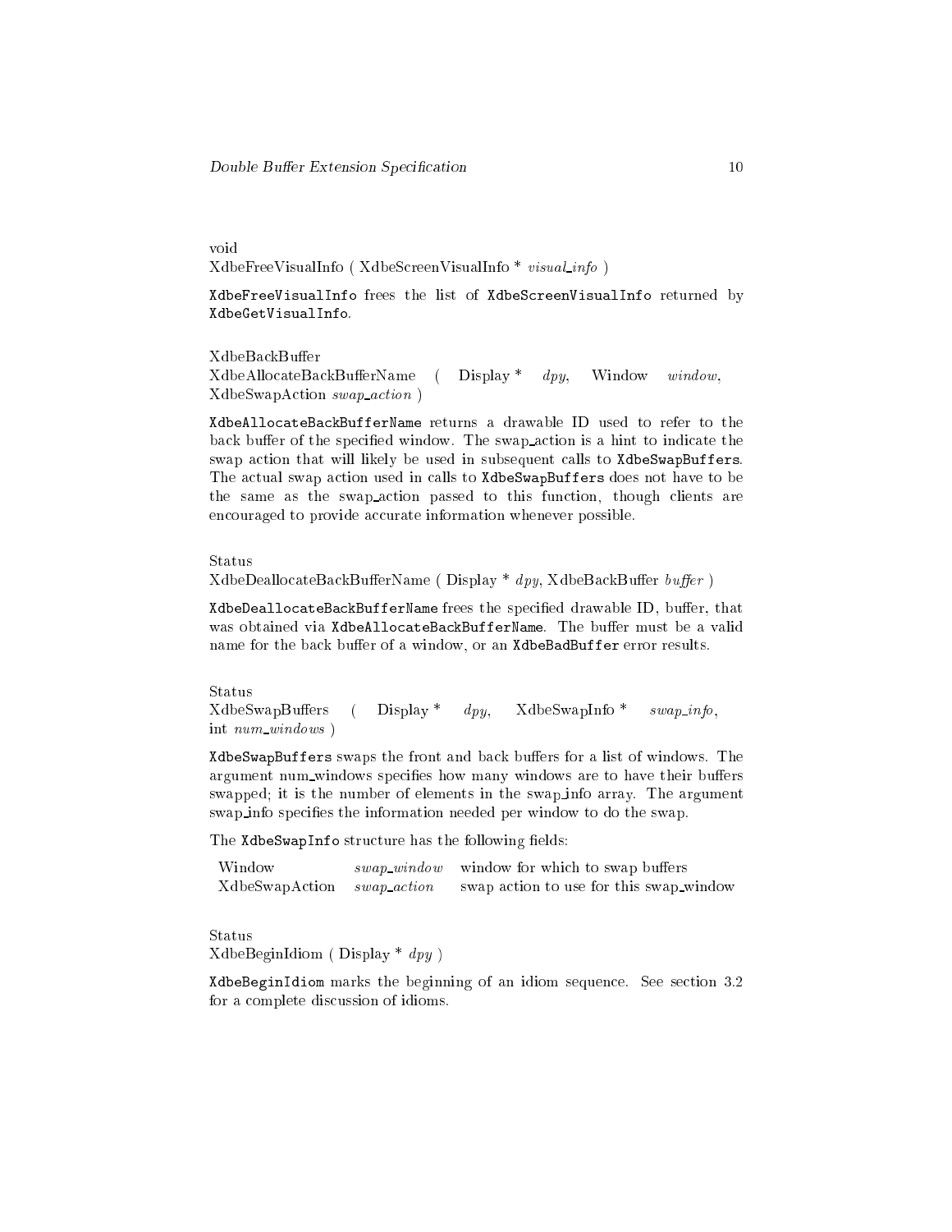void
XdbeFreeVisualInfo ( XdbeScreenVisualInfo * *visual_info* )

`XdbeFreeVisualInfo` frees the list of `XdbeScreenVisualInfo` returned by `XdbeGetVisualInfo`.

XdbeBackBuffer
XdbeAllocateBackBufferName ( Display * *dpy*, Window *window*, XdbeSwapAction *swap_action* )

`XdbeAllocateBackBufferName` returns a drawable ID used to refer to the back buffer of the specified window. The swap_action is a hint to indicate the swap action that will likely be used in subsequent calls to `XdbeSwapBuffers`. The actual swap action used in calls to `XdbeSwapBuffers` does not have to be the same as the swap_action passed to this function, though clients are encouraged to provide accurate information whenever possible.

Status
XdbeDeallocateBackBufferName ( Display * *dpy*, XdbeBackBuffer *buffer* )

`XdbeDeallocateBackBufferName` frees the specified drawable ID, buffer, that was obtained via `XdbeAllocateBackBufferName`. The buffer must be a valid name for the back buffer of a window, or an `XdbeBadBuffer` error results.

Status
XdbeSwapBuffers ( Display * *dpy*, XdbeSwapInfo * *swap_info*, int *num_windows* )

`XdbeSwapBuffers` swaps the front and back buffers for a list of windows. The argument num_windows specifies how many windows are to have their buffers swapped; it is the number of elements in the swap_info array. The argument swap_info specifies the information needed per window to do the swap.

The `XdbeSwapInfo` structure has the following fields:

| | | |
|---|---|---|
| Window | *swap_window* | window for which to swap buffers |
| XdbeSwapAction | *swap_action* | swap action to use for this swap_window |

Status
XdbeBeginIdiom ( Display * *dpy* )

`XdbeBeginIdiom` marks the beginning of an idiom sequence. See section 3.2 for a complete discussion of idioms.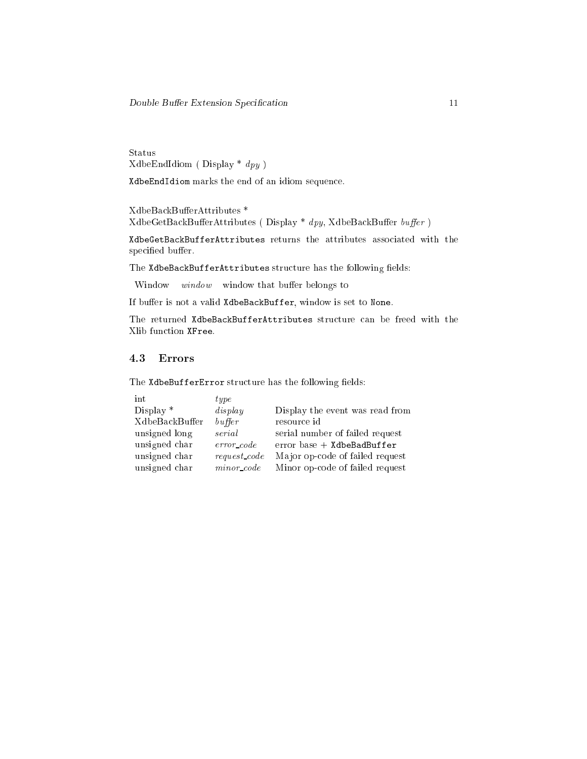Status
XdbeEndIdiom ( Display * *dpy* )

`XdbeEndIdiom` marks the end of an idiom sequence.

XdbeBackBufferAttributes *
XdbeGetBackBufferAttributes ( Display * *dpy*, XdbeBackBuffer *buffer* )

`XdbeGetBackBufferAttributes` returns the attributes associated with the specified buffer.

The `XdbeBackBufferAttributes` structure has the following fields:

| | | |
|---|---|---|
| Window | *window* | window that buffer belongs to |

If buffer is not a valid `XdbeBackBuffer`, window is set to `None`.

The returned `XdbeBackBufferAttributes` structure can be freed with the Xlib function `XFree`.

## 4.3 Errors

The `XdbeBufferError` structure has the following fields:

| | | |
|---|---|---|
| int | *type* | |
| Display * | *display* | Display the event was read from |
| XdbeBackBuffer | *buffer* | resource id |
| unsigned long | *serial* | serial number of failed request |
| unsigned char | *error_code* | error base + `XdbeBadBuffer` |
| unsigned char | *request_code* | Major op-code of failed request |
| unsigned char | *minor_code* | Minor op-code of failed request |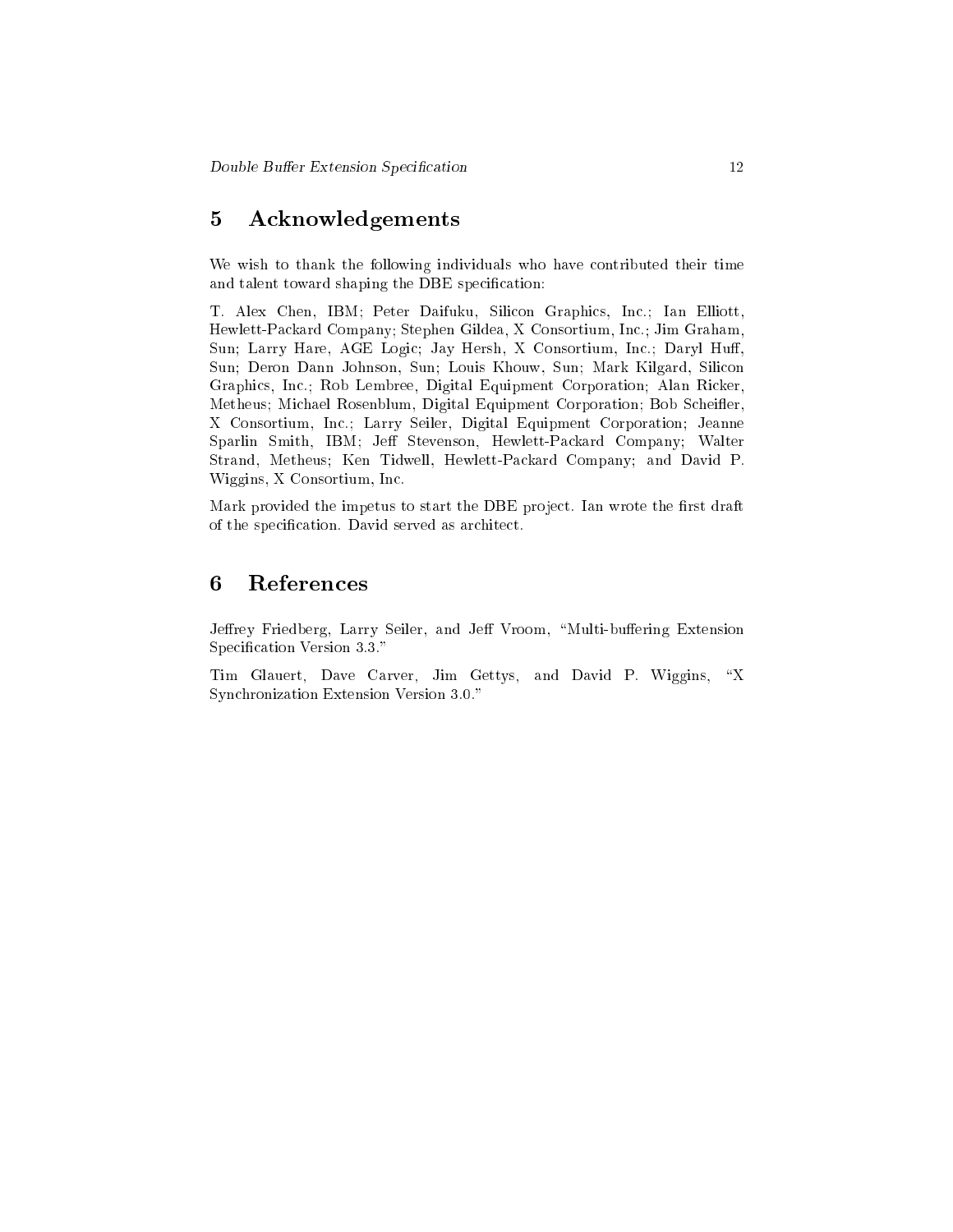## 5 Acknowledgements

We wish to thank the following individuals who have contributed their time and talent toward shaping the DBE specification:

T. Alex Chen, IBM; Peter Daifuku, Silicon Graphics, Inc.; Ian Elliott, Hewlett-Packard Company; Stephen Gildea, X Consortium, Inc.; Jim Graham, Sun; Larry Hare, AGE Logic; Jay Hersh, X Consortium, Inc.; Daryl Huff, Sun; Deron Dann Johnson, Sun; Louis Khouw, Sun; Mark Kilgard, Silicon Graphics, Inc.; Rob Lembree, Digital Equipment Corporation; Alan Ricker, Metheus; Michael Rosenblum, Digital Equipment Corporation; Bob Scheifler, X Consortium, Inc.; Larry Seiler, Digital Equipment Corporation; Jeanne Sparlin Smith, IBM; Jeff Stevenson, Hewlett-Packard Company; Walter Strand, Metheus; Ken Tidwell, Hewlett-Packard Company; and David P. Wiggins, X Consortium, Inc.

Mark provided the impetus to start the DBE project. Ian wrote the first draft of the specification. David served as architect.

## 6 References

Jeffrey Friedberg, Larry Seiler, and Jeff Vroom, "Multi-buffering Extension Specification Version 3.3."

Tim Glauert, Dave Carver, Jim Gettys, and David P. Wiggins, "X Synchronization Extension Version 3.0."